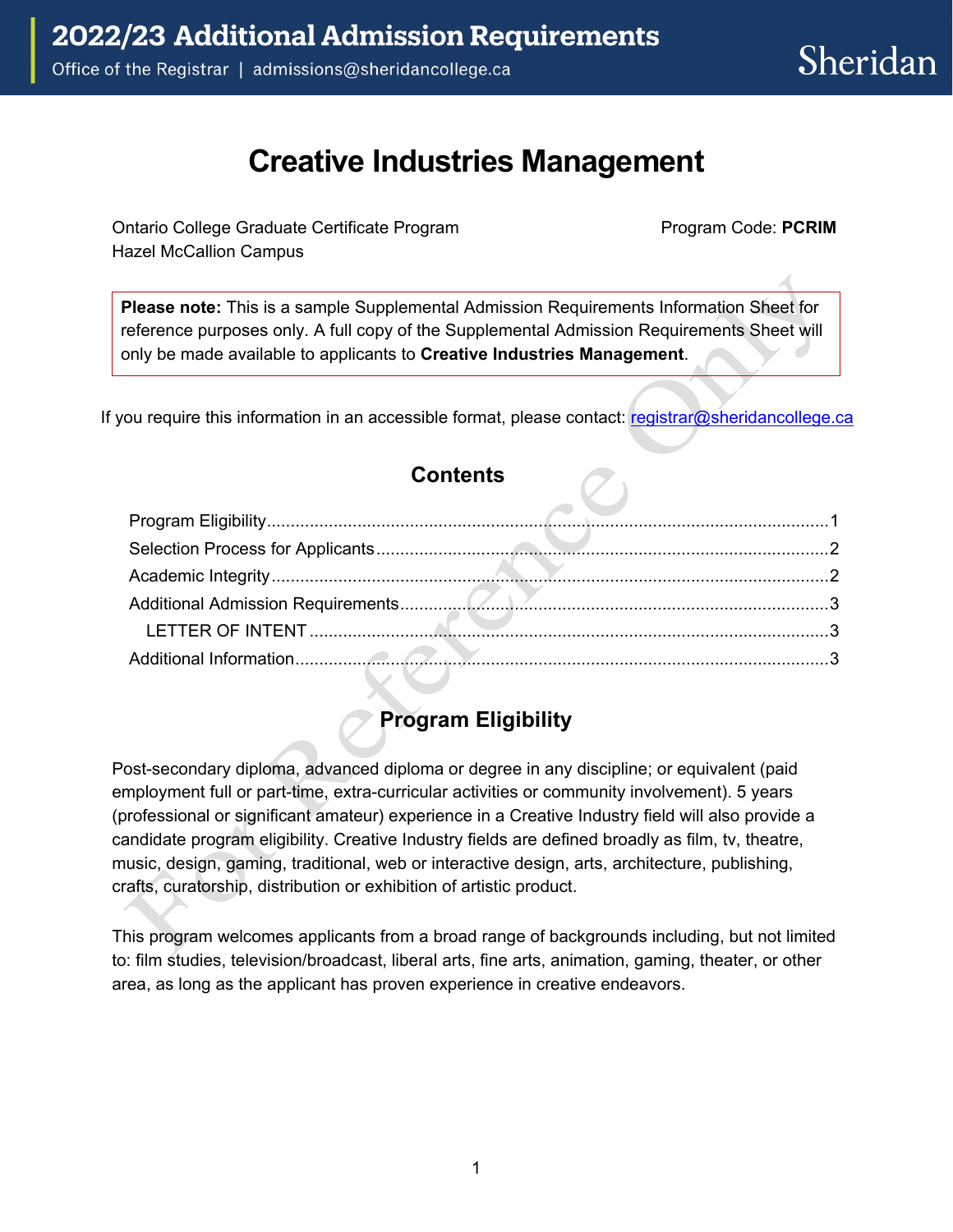# 2022/23 Additional Admission Requirements

Office of the Registrar | admissions@sheridancollege.ca

Sheridan

# Creative Industries Management

Ontario College Graduate Certificate Program
Hazel McCallion Campus

Program Code: **PCRIM**

**Please note:** This is a sample Supplemental Admission Requirements Information Sheet for reference purposes only. A full copy of the Supplemental Admission Requirements Sheet will only be made available to applicants to **Creative Industries Management**.

If you require this information in an accessible format, please contact: registrar@sheridancollege.ca

## Contents

- Program Eligibility ..... 1
- Selection Process for Applicants ..... 2
- Academic Integrity ..... 2
- Additional Admission Requirements ..... 3
  - LETTER OF INTENT ..... 3
- Additional Information ..... 3

## Program Eligibility

Post-secondary diploma, advanced diploma or degree in any discipline; or equivalent (paid employment full or part-time, extra-curricular activities or community involvement). 5 years (professional or significant amateur) experience in a Creative Industry field will also provide a candidate program eligibility. Creative Industry fields are defined broadly as film, tv, theatre, music, design, gaming, traditional, web or interactive design, arts, architecture, publishing, crafts, curatorship, distribution or exhibition of artistic product.

This program welcomes applicants from a broad range of backgrounds including, but not limited to: film studies, television/broadcast, liberal arts, fine arts, animation, gaming, theater, or other area, as long as the applicant has proven experience in creative endeavors.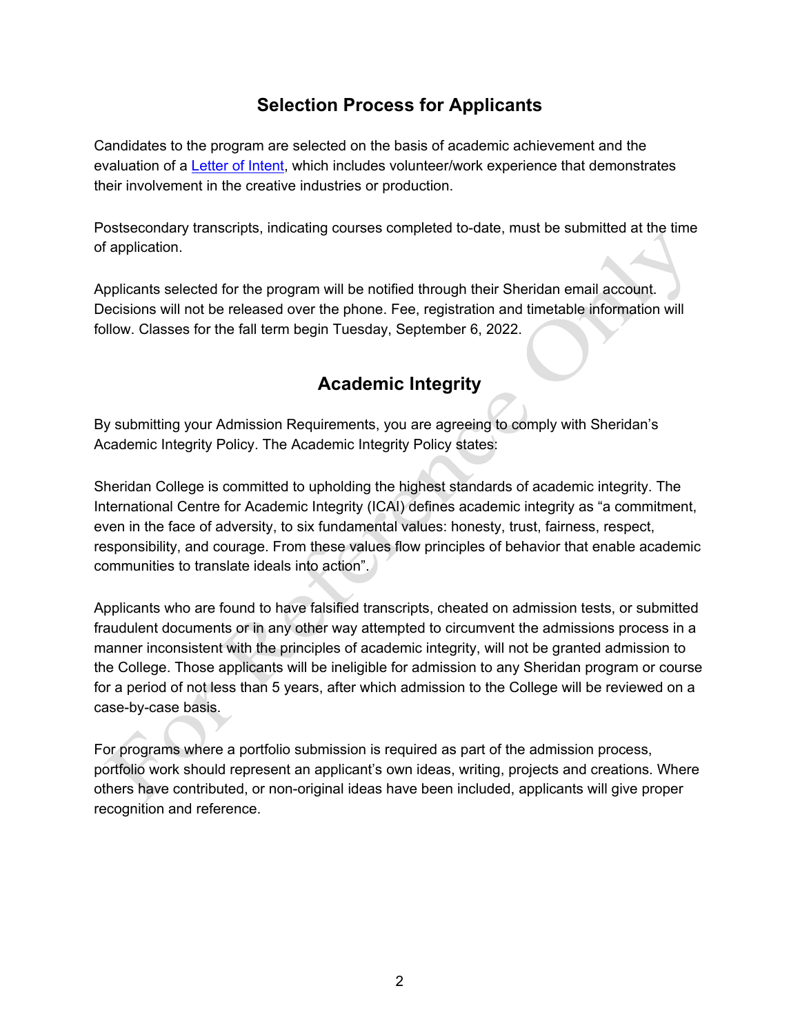## Selection Process for Applicants

Candidates to the program are selected on the basis of academic achievement and the evaluation of a Letter of Intent, which includes volunteer/work experience that demonstrates their involvement in the creative industries or production.

Postsecondary transcripts, indicating courses completed to-date, must be submitted at the time of application.

Applicants selected for the program will be notified through their Sheridan email account. Decisions will not be released over the phone. Fee, registration and timetable information will follow. Classes for the fall term begin Tuesday, September 6, 2022.

## Academic Integrity

By submitting your Admission Requirements, you are agreeing to comply with Sheridan's Academic Integrity Policy. The Academic Integrity Policy states:

Sheridan College is committed to upholding the highest standards of academic integrity. The International Centre for Academic Integrity (ICAI) defines academic integrity as "a commitment, even in the face of adversity, to six fundamental values: honesty, trust, fairness, respect, responsibility, and courage. From these values flow principles of behavior that enable academic communities to translate ideals into action".

Applicants who are found to have falsified transcripts, cheated on admission tests, or submitted fraudulent documents or in any other way attempted to circumvent the admissions process in a manner inconsistent with the principles of academic integrity, will not be granted admission to the College. Those applicants will be ineligible for admission to any Sheridan program or course for a period of not less than 5 years, after which admission to the College will be reviewed on a case-by-case basis.

For programs where a portfolio submission is required as part of the admission process, portfolio work should represent an applicant's own ideas, writing, projects and creations. Where others have contributed, or non-original ideas have been included, applicants will give proper recognition and reference.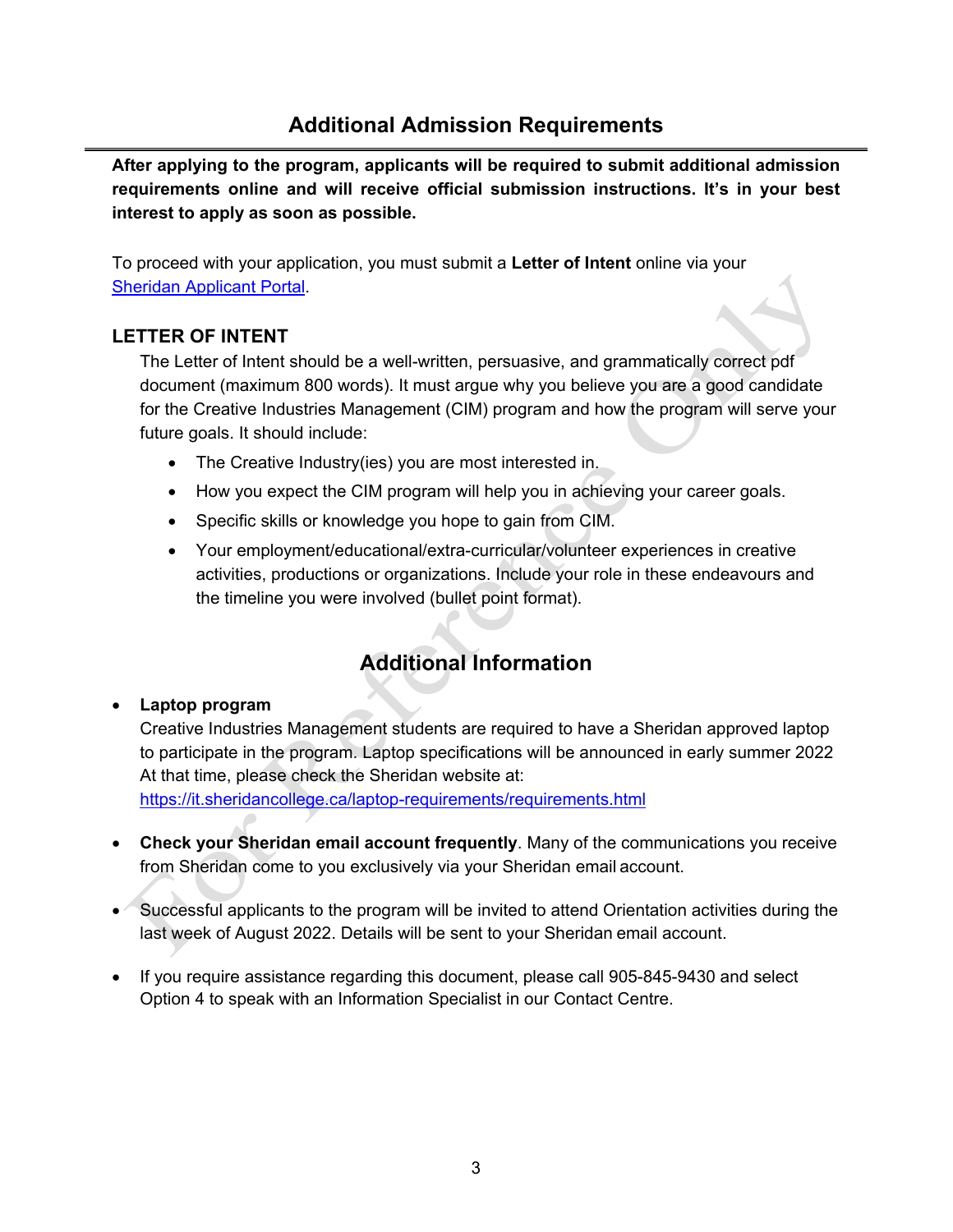## Additional Admission Requirements

**After applying to the program, applicants will be required to submit additional admission requirements online and will receive official submission instructions. It's in your best interest to apply as soon as possible.**

To proceed with your application, you must submit a **Letter of Intent** online via your [Sheridan Applicant Portal](Sheridan Applicant Portal).

### LETTER OF INTENT

The Letter of Intent should be a well-written, persuasive, and grammatically correct pdf document (maximum 800 words). It must argue why you believe you are a good candidate for the Creative Industries Management (CIM) program and how the program will serve your future goals. It should include:

- The Creative Industry(ies) you are most interested in.
- How you expect the CIM program will help you in achieving your career goals.
- Specific skills or knowledge you hope to gain from CIM.
- Your employment/educational/extra-curricular/volunteer experiences in creative activities, productions or organizations. Include your role in these endeavours and the timeline you were involved (bullet point format).

## Additional Information

- **Laptop program**
  Creative Industries Management students are required to have a Sheridan approved laptop to participate in the program. Laptop specifications will be announced in early summer 2022 At that time, please check the Sheridan website at: https://it.sheridancollege.ca/laptop-requirements/requirements.html

- **Check your Sheridan email account frequently**. Many of the communications you receive from Sheridan come to you exclusively via your Sheridan email account.

- Successful applicants to the program will be invited to attend Orientation activities during the last week of August 2022. Details will be sent to your Sheridan email account.

- If you require assistance regarding this document, please call 905-845-9430 and select Option 4 to speak with an Information Specialist in our Contact Centre.